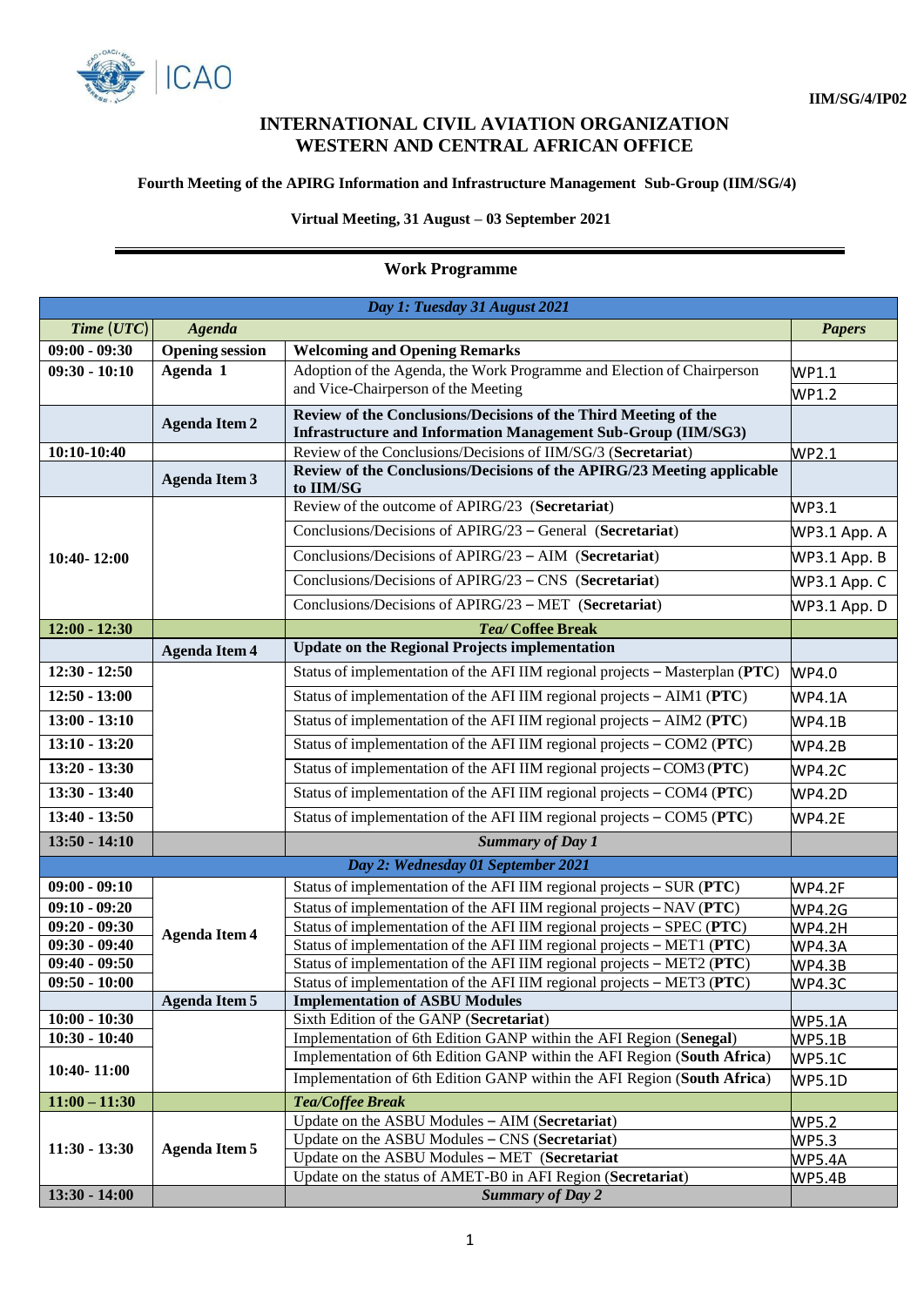IIM/SG/4/IP02

# INTERNATIONAL CIVIL AVIATION ORGANIZATION
# WESTERN AND CENTRAL AFRICAN OFFICE

**Fourth Meeting of the APIRG Information and Infrastructure Management Sub-Group (IIM/SG/4)**

**Virtual Meeting, 31 August – 03 September 2021**

---

## Work Programme

| Time (UTC) | Agenda | | Papers |
|---|---|---|---|
| ***Day 1: Tuesday 31 August 2021*** | | | |
| ***Time (UTC)*** | ***Agenda*** | | ***Papers*** |
| **09:00 - 09:30** | **Opening session** | **Welcoming and Opening Remarks** | |
| **09:30 - 10:10** | **Agenda 1** | Adoption of the Agenda, the Work Programme and Election of Chairperson and Vice-Chairperson of the Meeting | WP1.1<br>WP1.2 |
| | **Agenda Item 2** | **Review of the Conclusions/Decisions of the Third Meeting of the Infrastructure and Information Management Sub-Group (IIM/SG3)** | |
| **10:10-10:40** | | Review of the Conclusions/Decisions of IIM/SG/3 (**Secretariat**) | WP2.1 |
| | **Agenda Item 3** | **Review of the Conclusions/Decisions of the APIRG/23 Meeting applicable to IIM/SG** | |
| **10:40- 12:00** | | Review of the outcome of APIRG/23 (**Secretariat**) | WP3.1 |
| | | Conclusions/Decisions of APIRG/23 – General (**Secretariat**) | WP3.1 App. A |
| | | Conclusions/Decisions of APIRG/23 – AIM (**Secretariat**) | WP3.1 App. B |
| | | Conclusions/Decisions of APIRG/23 – CNS (**Secretariat**) | WP3.1 App. C |
| | | Conclusions/Decisions of APIRG/23 – MET (**Secretariat**) | WP3.1 App. D |
| **12:00 - 12:30** | | ***Tea/ Coffee Break*** | |
| | **Agenda Item 4** | **Update on the Regional Projects implementation** | |
| **12:30 - 12:50** | | Status of implementation of the AFI IIM regional projects – Masterplan (**PTC**) | WP4.0 |
| **12:50 - 13:00** | | Status of implementation of the AFI IIM regional projects – AIM1 (**PTC**) | WP4.1A |
| **13:00 - 13:10** | | Status of implementation of the AFI IIM regional projects – AIM2 (**PTC**) | WP4.1B |
| **13:10 - 13:20** | | Status of implementation of the AFI IIM regional projects – COM2 (**PTC**) | WP4.2B |
| **13:20 - 13:30** | | Status of implementation of the AFI IIM regional projects – COM3 (**PTC**) | WP4.2C |
| **13:30 - 13:40** | | Status of implementation of the AFI IIM regional projects – COM4 (**PTC**) | WP4.2D |
| **13:40 - 13:50** | | Status of implementation of the AFI IIM regional projects – COM5 (**PTC**) | WP4.2E |
| **13:50 - 14:10** | | ***Summary of Day 1*** | |
| ***Day 2: Wednesday 01 September 2021*** | | | |
| **09:00 - 09:10** | **Agenda Item 4** | Status of implementation of the AFI IIM regional projects – SUR (**PTC**) | WP4.2F |
| **09:10 - 09:20** | | Status of implementation of the AFI IIM regional projects – NAV (**PTC**) | WP4.2G |
| **09:20 - 09:30** | | Status of implementation of the AFI IIM regional projects – SPEC (**PTC**) | WP4.2H |
| **09:30 - 09:40** | | Status of implementation of the AFI IIM regional projects – MET1 (**PTC**) | WP4.3A |
| **09:40 - 09:50** | | Status of implementation of the AFI IIM regional projects – MET2 (**PTC**) | WP4.3B |
| **09:50 - 10:00** | | Status of implementation of the AFI IIM regional projects – MET3 (**PTC**) | WP4.3C |
| | **Agenda Item 5** | **Implementation of ASBU Modules** | |
| **10:00 - 10:30** | | Sixth Edition of the GANP (**Secretariat**) | WP5.1A |
| **10:30 - 10:40** | | Implementation of 6th Edition GANP within the AFI Region (**Senegal**) | WP5.1B |
| **10:40- 11:00** | | Implementation of 6th Edition GANP within the AFI Region (**South Africa**) | WP5.1C |
| | | Implementation of 6th Edition GANP within the AFI Region (**South Africa**) | WP5.1D |
| **11:00 – 11:30** | | ***Tea/Coffee Break*** | |
| **11:30 - 13:30** | **Agenda Item 5** | Update on the ASBU Modules – AIM (**Secretariat**) | WP5.2 |
| | | Update on the ASBU Modules – CNS (**Secretariat**) | WP5.3 |
| | | Update on the ASBU Modules – MET (**Secretariat** | WP5.4A |
| | | Update on the status of AMET-B0 in AFI Region (**Secretariat**) | WP5.4B |
| **13:30 - 14:00** | | ***Summary of Day 2*** | |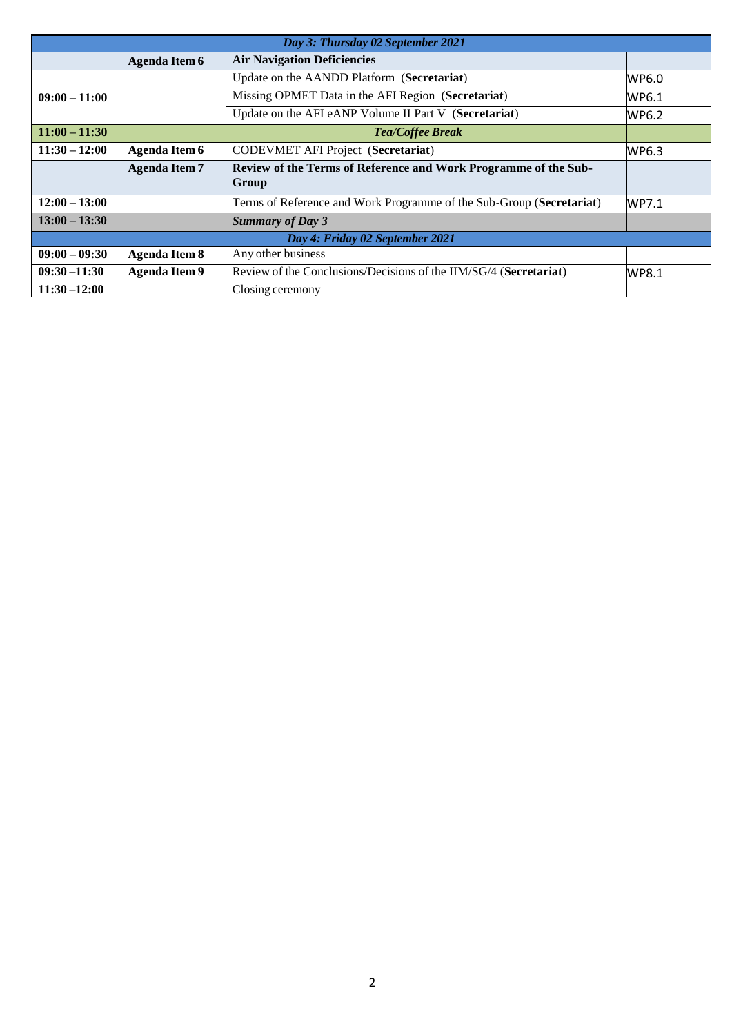| | | | |
|---|---|---|---|
| ***Day 3: Thursday 02 September 2021*** | | | |
| | **Agenda Item 6** | **Air Navigation Deficiencies** | |
| **09:00 – 11:00** | | Update on the AANDD Platform (**Secretariat**) | WP6.0 |
| | | Missing OPMET Data in the AFI Region (**Secretariat**) | WP6.1 |
| | | Update on the AFI eANP Volume II Part V (**Secretariat**) | WP6.2 |
| **11:00 – 11:30** | | ***Tea/Coffee Break*** | |
| **11:30 – 12:00** | **Agenda Item 6** | CODEVMET AFI Project (**Secretariat**) | WP6.3 |
| | **Agenda Item 7** | **Review of the Terms of Reference and Work Programme of the Sub-Group** | |
| **12:00 – 13:00** | | Terms of Reference and Work Programme of the Sub-Group (**Secretariat**) | WP7.1 |
| **13:00 – 13:30** | | ***Summary of Day 3*** | |
| ***Day 4: Friday 02 September 2021*** | | | |
| **09:00 – 09:30** | **Agenda Item 8** | Any other business | |
| **09:30 –11:30** | **Agenda Item 9** | Review of the Conclusions/Decisions of the IIM/SG/4 (**Secretariat**) | WP8.1 |
| **11:30 –12:00** | | Closing ceremony | |